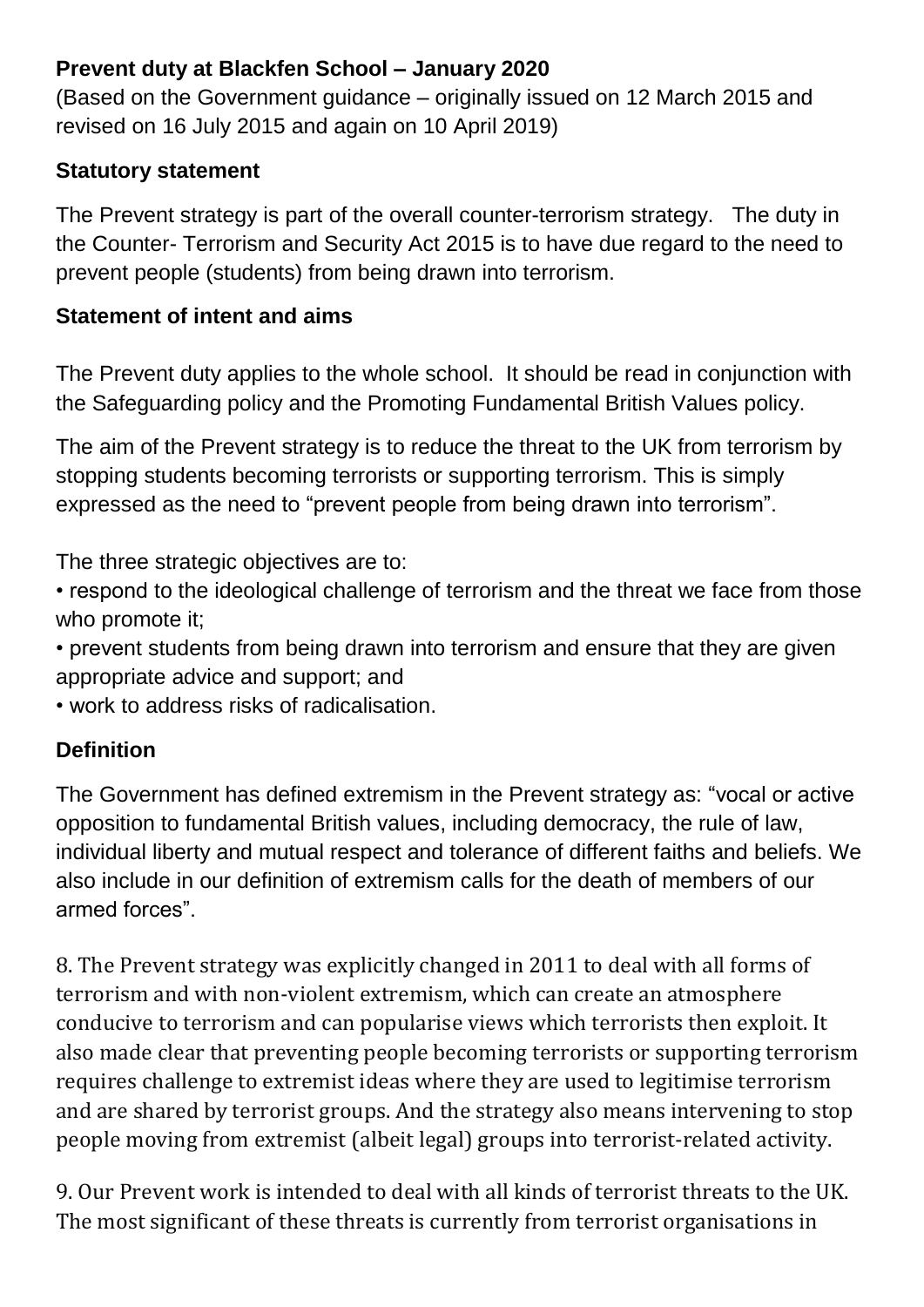# Prevent duty at Blackfen School – January 2020

(Based on the Government guidance – originally issued on 12 March 2015 and revised on 16 July 2015 and again on 10 April 2019)

## Statutory statement

The Prevent strategy is part of the overall counter-terrorism strategy. The duty in the Counter- Terrorism and Security Act 2015 is to have due regard to the need to prevent people (students) from being drawn into terrorism.

## Statement of intent and aims

The Prevent duty applies to the whole school. It should be read in conjunction with the Safeguarding policy and the Promoting Fundamental British Values policy.

The aim of the Prevent strategy is to reduce the threat to the UK from terrorism by stopping students becoming terrorists or supporting terrorism. This is simply expressed as the need to "prevent people from being drawn into terrorism".

The three strategic objectives are to:

- respond to the ideological challenge of terrorism and the threat we face from those who promote it;
- prevent students from being drawn into terrorism and ensure that they are given appropriate advice and support; and
- work to address risks of radicalisation.

## Definition

The Government has defined extremism in the Prevent strategy as: "vocal or active opposition to fundamental British values, including democracy, the rule of law, individual liberty and mutual respect and tolerance of different faiths and beliefs. We also include in our definition of extremism calls for the death of members of our armed forces".

8. The Prevent strategy was explicitly changed in 2011 to deal with all forms of terrorism and with non-violent extremism, which can create an atmosphere conducive to terrorism and can popularise views which terrorists then exploit. It also made clear that preventing people becoming terrorists or supporting terrorism requires challenge to extremist ideas where they are used to legitimise terrorism and are shared by terrorist groups. And the strategy also means intervening to stop people moving from extremist (albeit legal) groups into terrorist-related activity.

9. Our Prevent work is intended to deal with all kinds of terrorist threats to the UK. The most significant of these threats is currently from terrorist organisations in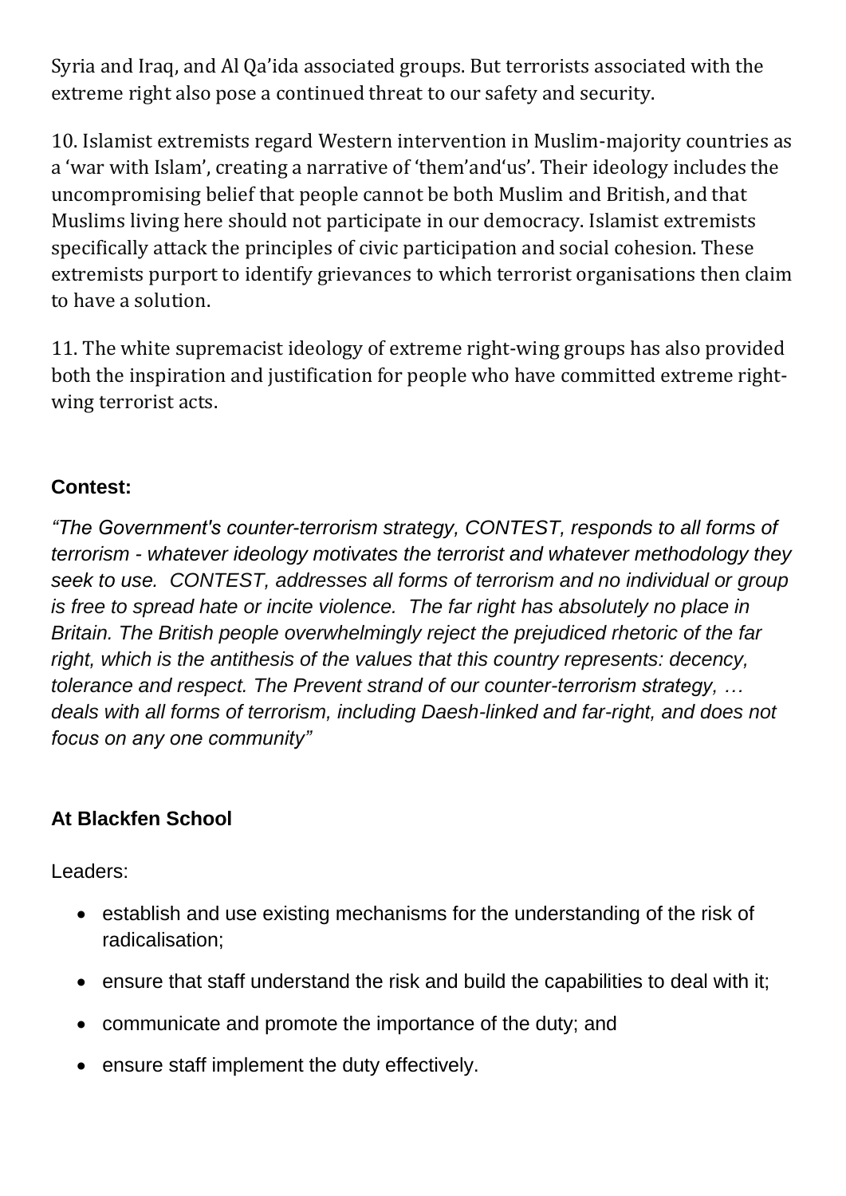Syria and Iraq, and Al Qa'ida associated groups. But terrorists associated with the extreme right also pose a continued threat to our safety and security.

10. Islamist extremists regard Western intervention in Muslim-majority countries as a 'war with Islam', creating a narrative of 'them'and'us'. Their ideology includes the uncompromising belief that people cannot be both Muslim and British, and that Muslims living here should not participate in our democracy. Islamist extremists specifically attack the principles of civic participation and social cohesion. These extremists purport to identify grievances to which terrorist organisations then claim to have a solution.

11. The white supremacist ideology of extreme right-wing groups has also provided both the inspiration and justification for people who have committed extreme right-wing terrorist acts.

**Contest:**

*"The Government's counter-terrorism strategy, CONTEST, responds to all forms of terrorism - whatever ideology motivates the terrorist and whatever methodology they seek to use. CONTEST, addresses all forms of terrorism and no individual or group is free to spread hate or incite violence. The far right has absolutely no place in Britain. The British people overwhelmingly reject the prejudiced rhetoric of the far right, which is the antithesis of the values that this country represents: decency, tolerance and respect. The Prevent strand of our counter-terrorism strategy, … deals with all forms of terrorism, including Daesh-linked and far-right, and does not focus on any one community"*

**At Blackfen School**

Leaders:

- establish and use existing mechanisms for the understanding of the risk of radicalisation;
- ensure that staff understand the risk and build the capabilities to deal with it;
- communicate and promote the importance of the duty; and
- ensure staff implement the duty effectively.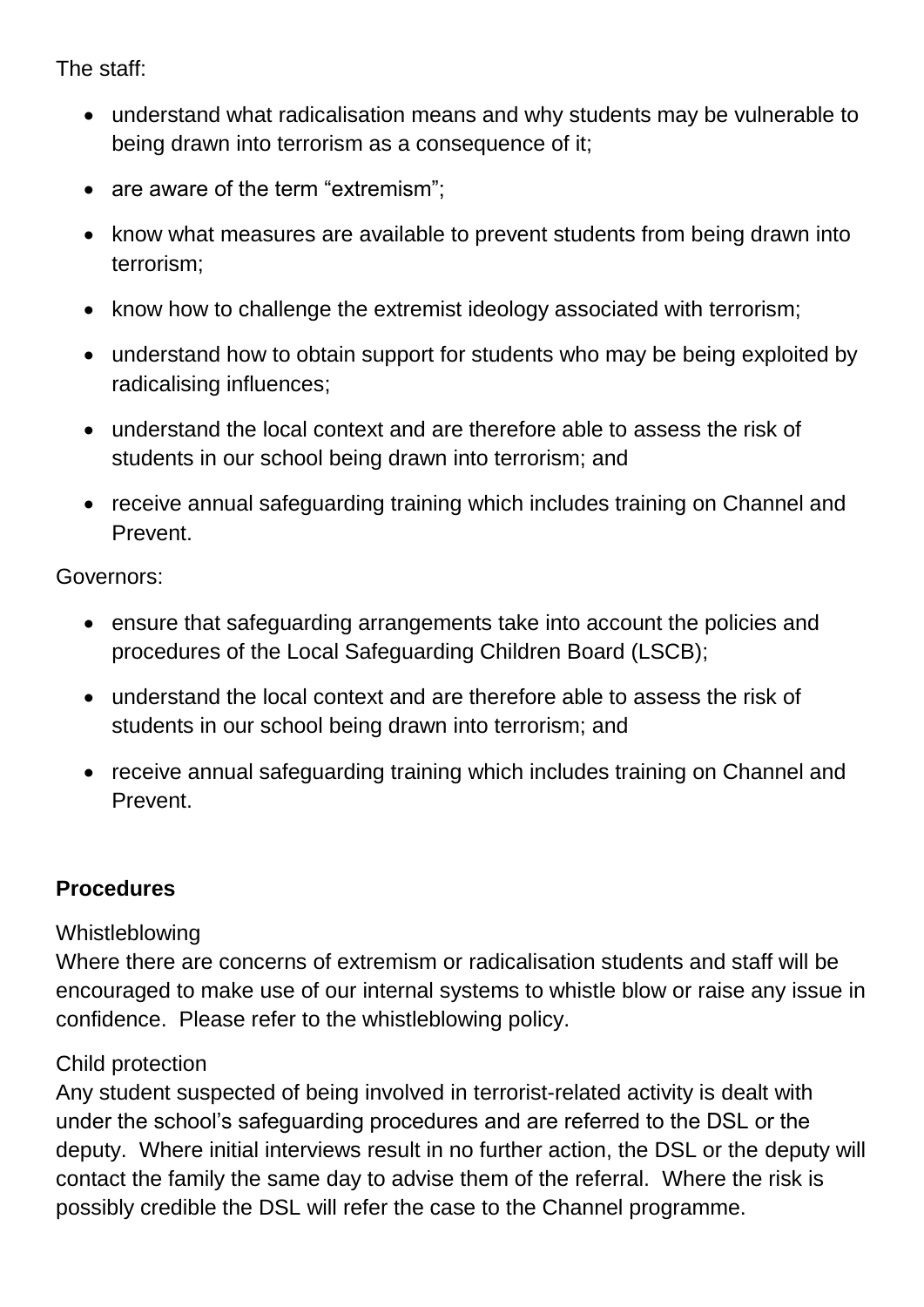The staff:

- understand what radicalisation means and why students may be vulnerable to being drawn into terrorism as a consequence of it;
- are aware of the term "extremism";
- know what measures are available to prevent students from being drawn into terrorism;
- know how to challenge the extremist ideology associated with terrorism;
- understand how to obtain support for students who may be being exploited by radicalising influences;
- understand the local context and are therefore able to assess the risk of students in our school being drawn into terrorism; and
- receive annual safeguarding training which includes training on Channel and Prevent.

Governors:

- ensure that safeguarding arrangements take into account the policies and procedures of the Local Safeguarding Children Board (LSCB);
- understand the local context and are therefore able to assess the risk of students in our school being drawn into terrorism; and
- receive annual safeguarding training which includes training on Channel and Prevent.

**Procedures**

Whistleblowing
Where there are concerns of extremism or radicalisation students and staff will be encouraged to make use of our internal systems to whistle blow or raise any issue in confidence. Please refer to the whistleblowing policy.

Child protection
Any student suspected of being involved in terrorist-related activity is dealt with under the school's safeguarding procedures and are referred to the DSL or the deputy. Where initial interviews result in no further action, the DSL or the deputy will contact the family the same day to advise them of the referral. Where the risk is possibly credible the DSL will refer the case to the Channel programme.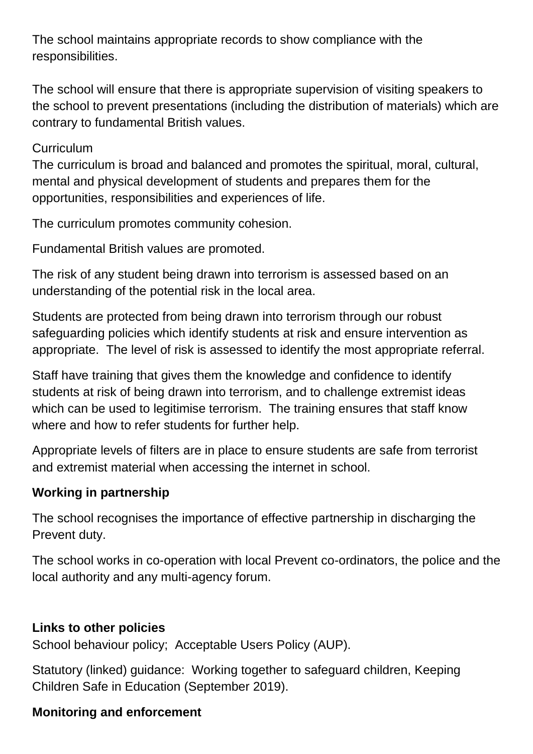The school maintains appropriate records to show compliance with the responsibilities.

The school will ensure that there is appropriate supervision of visiting speakers to the school to prevent presentations (including the distribution of materials) which are contrary to fundamental British values.

Curriculum

The curriculum is broad and balanced and promotes the spiritual, moral, cultural, mental and physical development of students and prepares them for the opportunities, responsibilities and experiences of life.

The curriculum promotes community cohesion.

Fundamental British values are promoted.

The risk of any student being drawn into terrorism is assessed based on an understanding of the potential risk in the local area.

Students are protected from being drawn into terrorism through our robust safeguarding policies which identify students at risk and ensure intervention as appropriate. The level of risk is assessed to identify the most appropriate referral.

Staff have training that gives them the knowledge and confidence to identify students at risk of being drawn into terrorism, and to challenge extremist ideas which can be used to legitimise terrorism. The training ensures that staff know where and how to refer students for further help.

Appropriate levels of filters are in place to ensure students are safe from terrorist and extremist material when accessing the internet in school.

**Working in partnership**

The school recognises the importance of effective partnership in discharging the Prevent duty.

The school works in co-operation with local Prevent co-ordinators, the police and the local authority and any multi-agency forum.

**Links to other policies**

School behaviour policy; Acceptable Users Policy (AUP).

Statutory (linked) guidance: Working together to safeguard children, Keeping Children Safe in Education (September 2019).

**Monitoring and enforcement**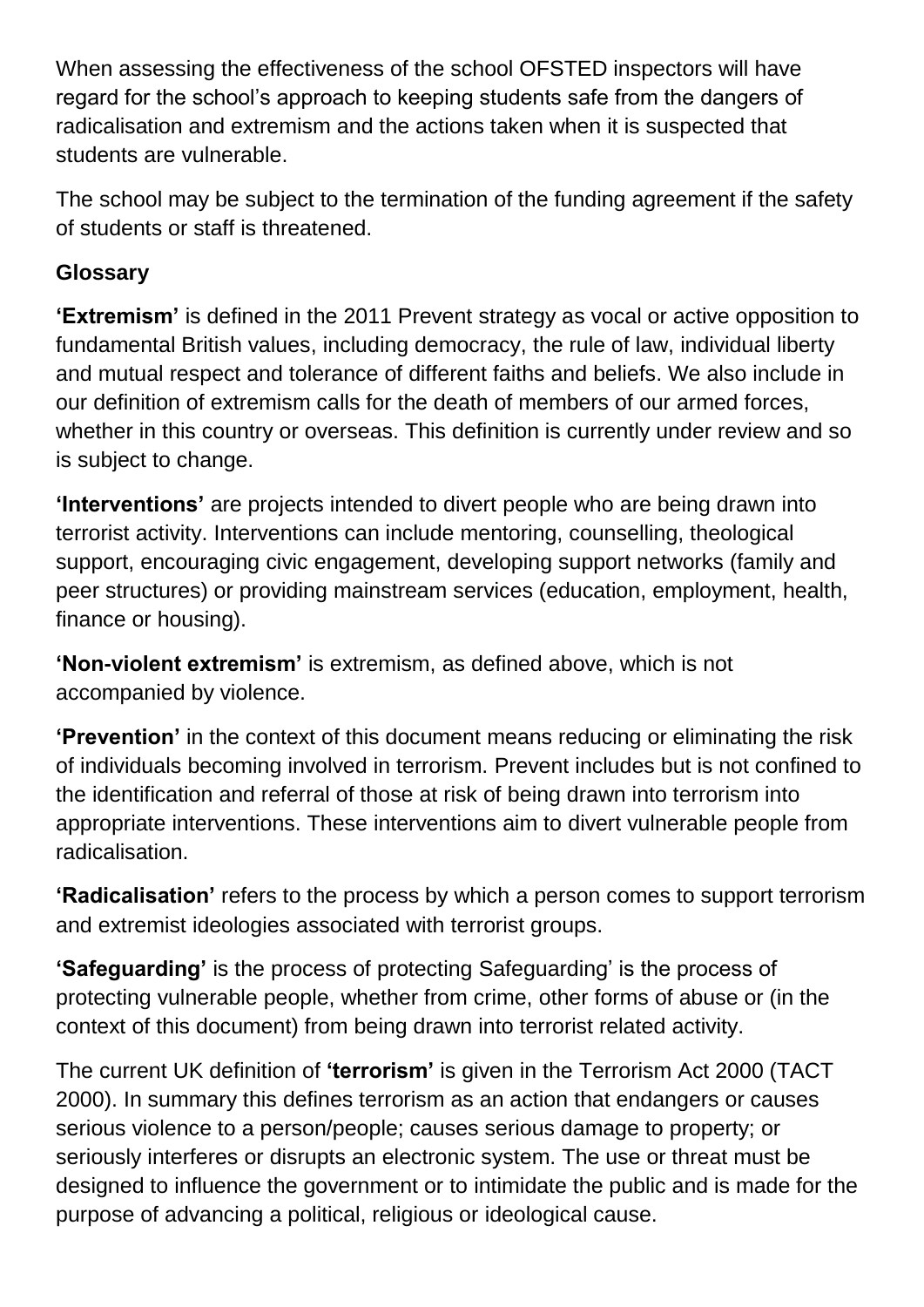When assessing the effectiveness of the school OFSTED inspectors will have regard for the school's approach to keeping students safe from the dangers of radicalisation and extremism and the actions taken when it is suspected that students are vulnerable.

The school may be subject to the termination of the funding agreement if the safety of students or staff is threatened.

**Glossary**

**'Extremism'** is defined in the 2011 Prevent strategy as vocal or active opposition to fundamental British values, including democracy, the rule of law, individual liberty and mutual respect and tolerance of different faiths and beliefs. We also include in our definition of extremism calls for the death of members of our armed forces, whether in this country or overseas. This definition is currently under review and so is subject to change.

**'Interventions'** are projects intended to divert people who are being drawn into terrorist activity. Interventions can include mentoring, counselling, theological support, encouraging civic engagement, developing support networks (family and peer structures) or providing mainstream services (education, employment, health, finance or housing).

**'Non-violent extremism'** is extremism, as defined above, which is not accompanied by violence.

**'Prevention'** in the context of this document means reducing or eliminating the risk of individuals becoming involved in terrorism. Prevent includes but is not confined to the identification and referral of those at risk of being drawn into terrorism into appropriate interventions. These interventions aim to divert vulnerable people from radicalisation.

**'Radicalisation'** refers to the process by which a person comes to support terrorism and extremist ideologies associated with terrorist groups.

**'Safeguarding'** is the process of protecting Safeguarding' is the process of protecting vulnerable people, whether from crime, other forms of abuse or (in the context of this document) from being drawn into terrorist related activity.

The current UK definition of **'terrorism'** is given in the Terrorism Act 2000 (TACT 2000). In summary this defines terrorism as an action that endangers or causes serious violence to a person/people; causes serious damage to property; or seriously interferes or disrupts an electronic system. The use or threat must be designed to influence the government or to intimidate the public and is made for the purpose of advancing a political, religious or ideological cause.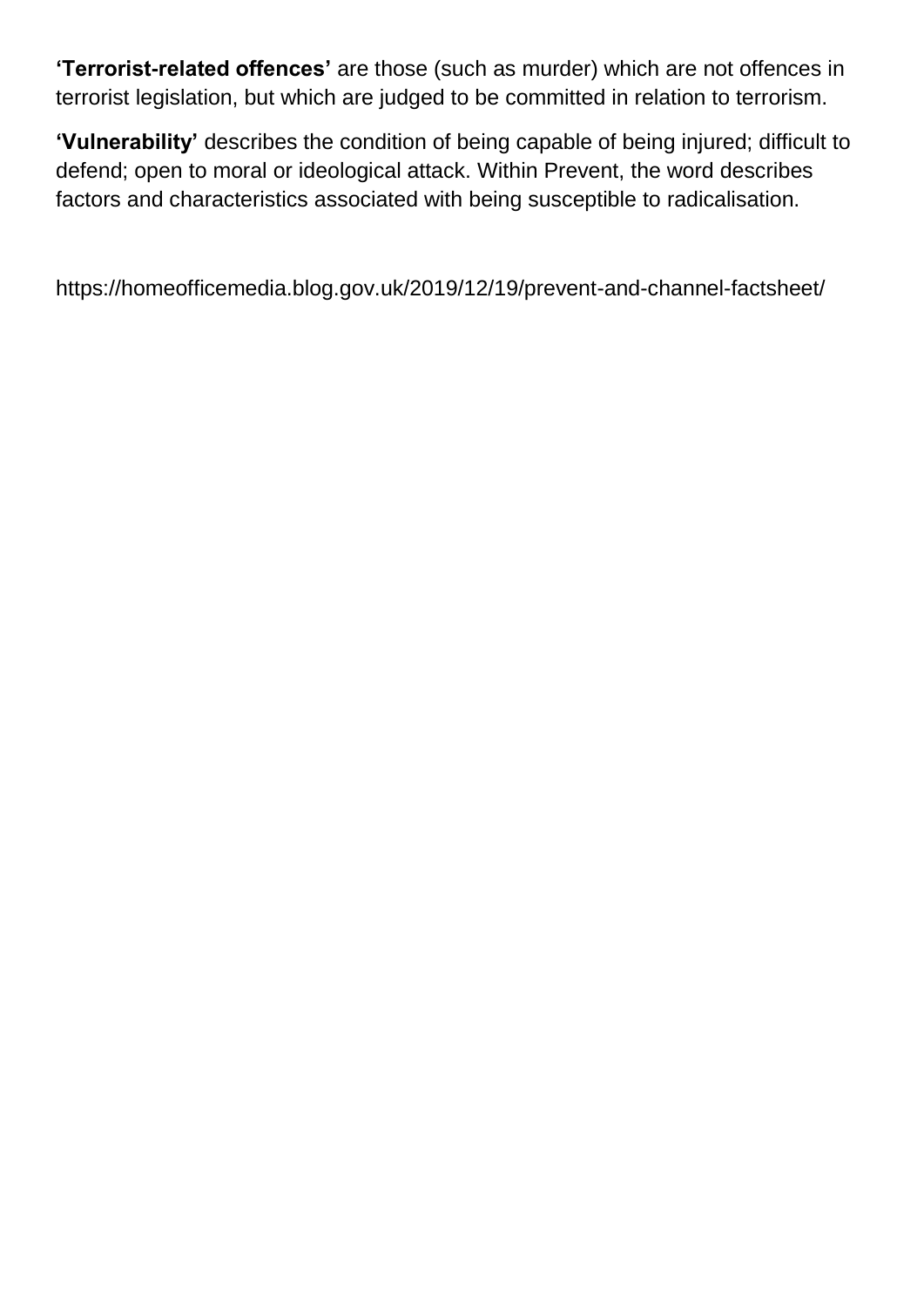**'Terrorist-related offences'** are those (such as murder) which are not offences in terrorist legislation, but which are judged to be committed in relation to terrorism.

**'Vulnerability'** describes the condition of being capable of being injured; difficult to defend; open to moral or ideological attack. Within Prevent, the word describes factors and characteristics associated with being susceptible to radicalisation.

https://homeofficemedia.blog.gov.uk/2019/12/19/prevent-and-channel-factsheet/